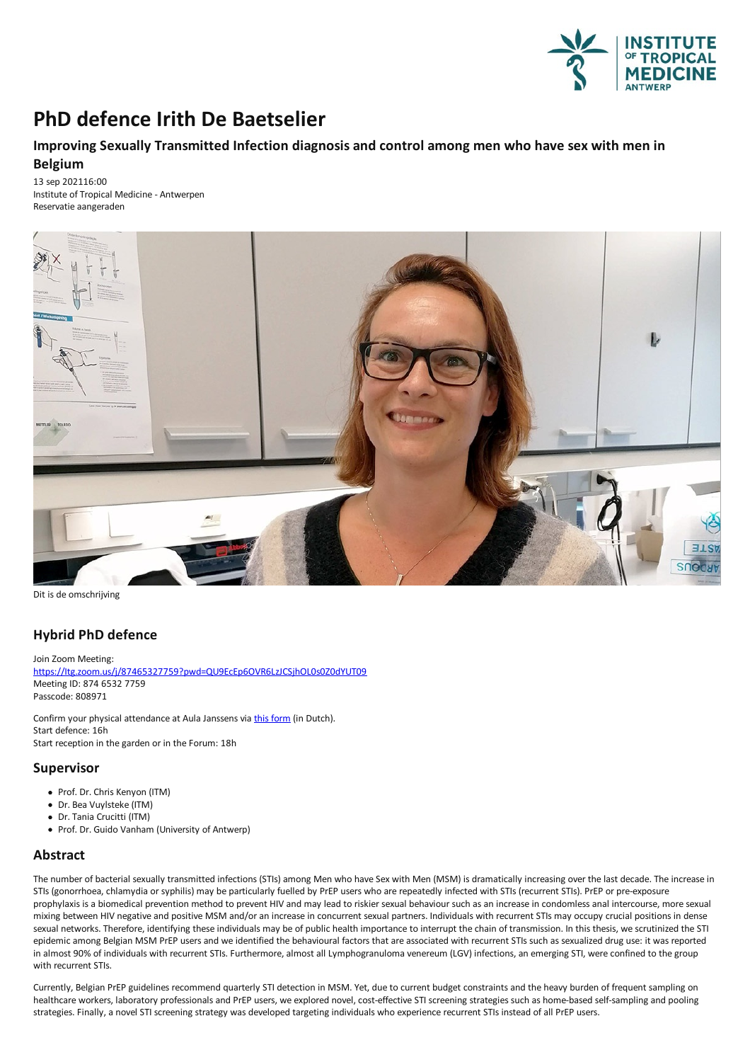# PhD defence Irith De Baetselier

## Improving Sexually Transmitted Infection diagnosis and control among men who have sex with men in Belgium

13 sep 202116:00
Institute of Tropical Medicine - Antwerpen
Reservatie aangeraden

Dit is de omschrijving

## Hybrid PhD defence

Join Zoom Meeting:
https://itg.zoom.us/j/87465327759?pwd=QU9EcEp6OVR6LzJCSjhOL0s0Z0dYUT09
Meeting ID: 874 6532 7759
Passcode: 808971

Confirm your physical attendance at Aula Janssens via this form (in Dutch).
Start defence: 16h
Start reception in the garden or in the Forum: 18h

## Supervisor

- Prof. Dr. Chris Kenyon (ITM)
- Dr. Bea Vuylsteke (ITM)
- Dr. Tania Crucitti (ITM)
- Prof. Dr. Guido Vanham (University of Antwerp)

## Abstract

The number of bacterial sexually transmitted infections (STIs) among Men who have Sex with Men (MSM) is dramatically increasing over the last decade. The increase in STIs (gonorrhoea, chlamydia or syphilis) may be particularly fuelled by PrEP users who are repeatedly infected with STIs (recurrent STIs). PrEP or pre-exposure prophylaxis is a biomedical prevention method to prevent HIV and may lead to riskier sexual behaviour such as an increase in condomless anal intercourse, more sexual mixing between HIV negative and positive MSM and/or an increase in concurrent sexual partners. Individuals with recurrent STIs may occupy crucial positions in dense sexual networks. Therefore, identifying these individuals may be of public health importance to interrupt the chain of transmission. In this thesis, we scrutinized the STI epidemic among Belgian MSM PrEP users and we identified the behavioural factors that are associated with recurrent STIs such as sexualized drug use: it was reported in almost 90% of individuals with recurrent STIs. Furthermore, almost all Lymphogranuloma venereum (LGV) infections, an emerging STI, were confined to the group with recurrent STIs.

Currently, Belgian PrEP guidelines recommend quarterly STI detection in MSM. Yet, due to current budget constraints and the heavy burden of frequent sampling on healthcare workers, laboratory professionals and PrEP users, we explored novel, cost-effective STI screening strategies such as home-based self-sampling and pooling strategies. Finally, a novel STI screening strategy was developed targeting individuals who experience recurrent STIs instead of all PrEP users.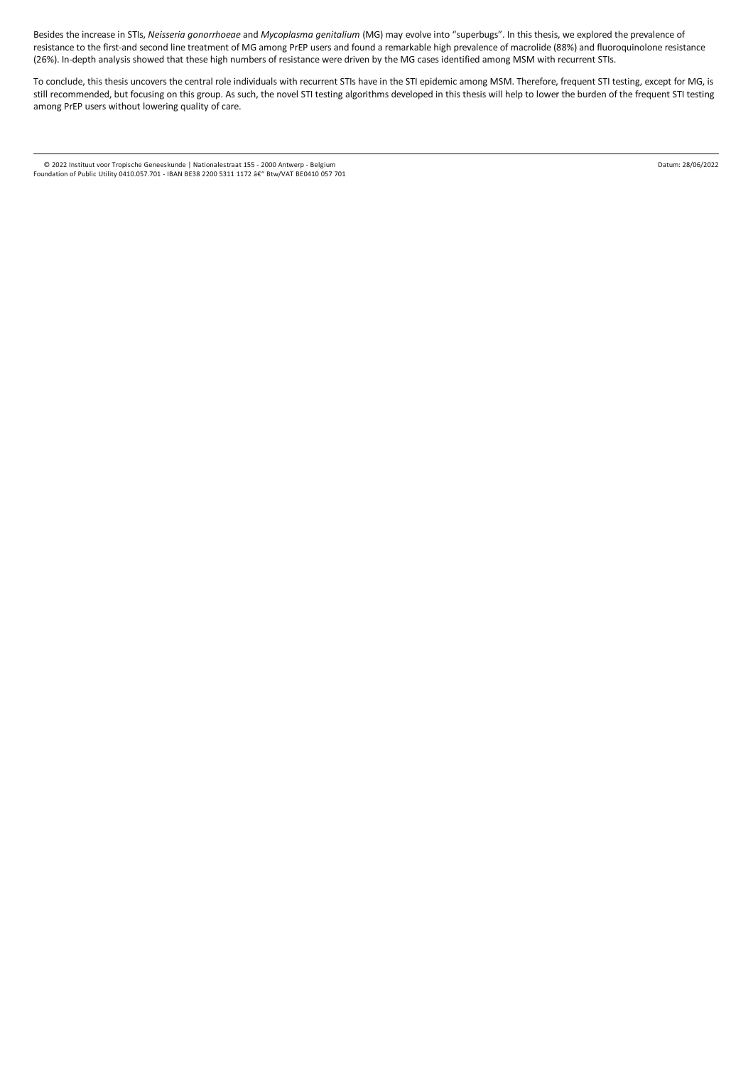Besides the increase in STIs, *Neisseria gonorrhoeae* and *Mycoplasma genitalium* (MG) may evolve into "superbugs". In this thesis, we explored the prevalence of resistance to the first-and second line treatment of MG among PrEP users and found a remarkable high prevalence of macrolide (88%) and fluoroquinolone resistance (26%). In-depth analysis showed that these high numbers of resistance were driven by the MG cases identified among MSM with recurrent STIs.

To conclude, this thesis uncovers the central role individuals with recurrent STIs have in the STI epidemic among MSM. Therefore, frequent STI testing, except for MG, is still recommended, but focusing on this group. As such, the novel STI testing algorithms developed in this thesis will help to lower the burden of the frequent STI testing among PrEP users without lowering quality of care.